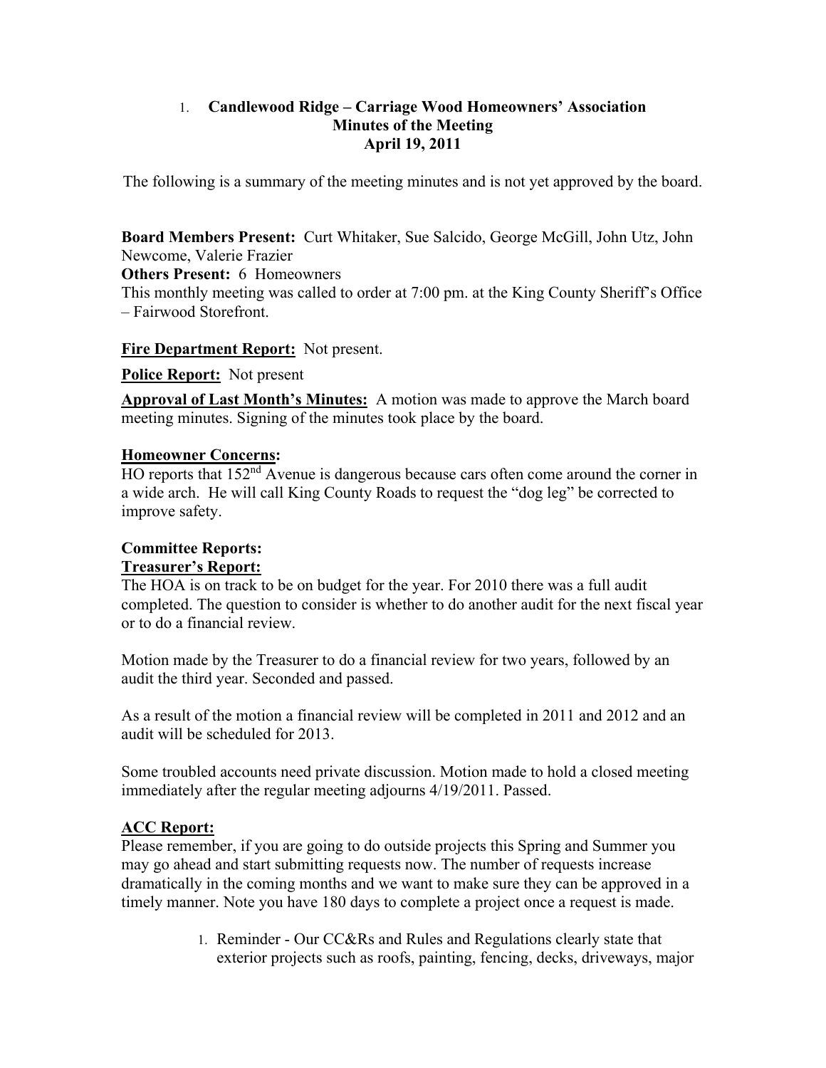# 1. Candlewood Ridge – Carriage Wood Homeowners' Association
## Minutes of the Meeting
## April 19, 2011

The following is a summary of the meeting minutes and is not yet approved by the board.

**Board Members Present:** Curt Whitaker, Sue Salcido, George McGill, John Utz, John Newcome, Valerie Frazier
**Others Present:** 6 Homeowners
This monthly meeting was called to order at 7:00 pm. at the King County Sheriff's Office – Fairwood Storefront.

**Fire Department Report:** Not present.

**Police Report:** Not present

**Approval of Last Month's Minutes:** A motion was made to approve the March board meeting minutes. Signing of the minutes took place by the board.

**Homeowner Concerns:**
HO reports that 152nd Avenue is dangerous because cars often come around the corner in a wide arch. He will call King County Roads to request the "dog leg" be corrected to improve safety.

**Committee Reports:**
**Treasurer's Report:**
The HOA is on track to be on budget for the year. For 2010 there was a full audit completed. The question to consider is whether to do another audit for the next fiscal year or to do a financial review.

Motion made by the Treasurer to do a financial review for two years, followed by an audit the third year. Seconded and passed.

As a result of the motion a financial review will be completed in 2011 and 2012 and an audit will be scheduled for 2013.

Some troubled accounts need private discussion. Motion made to hold a closed meeting immediately after the regular meeting adjourns 4/19/2011. Passed.

**ACC Report:**
Please remember, if you are going to do outside projects this Spring and Summer you may go ahead and start submitting requests now. The number of requests increase dramatically in the coming months and we want to make sure they can be approved in a timely manner. Note you have 180 days to complete a project once a request is made.

1. Reminder - Our CC&Rs and Rules and Regulations clearly state that exterior projects such as roofs, painting, fencing, decks, driveways, major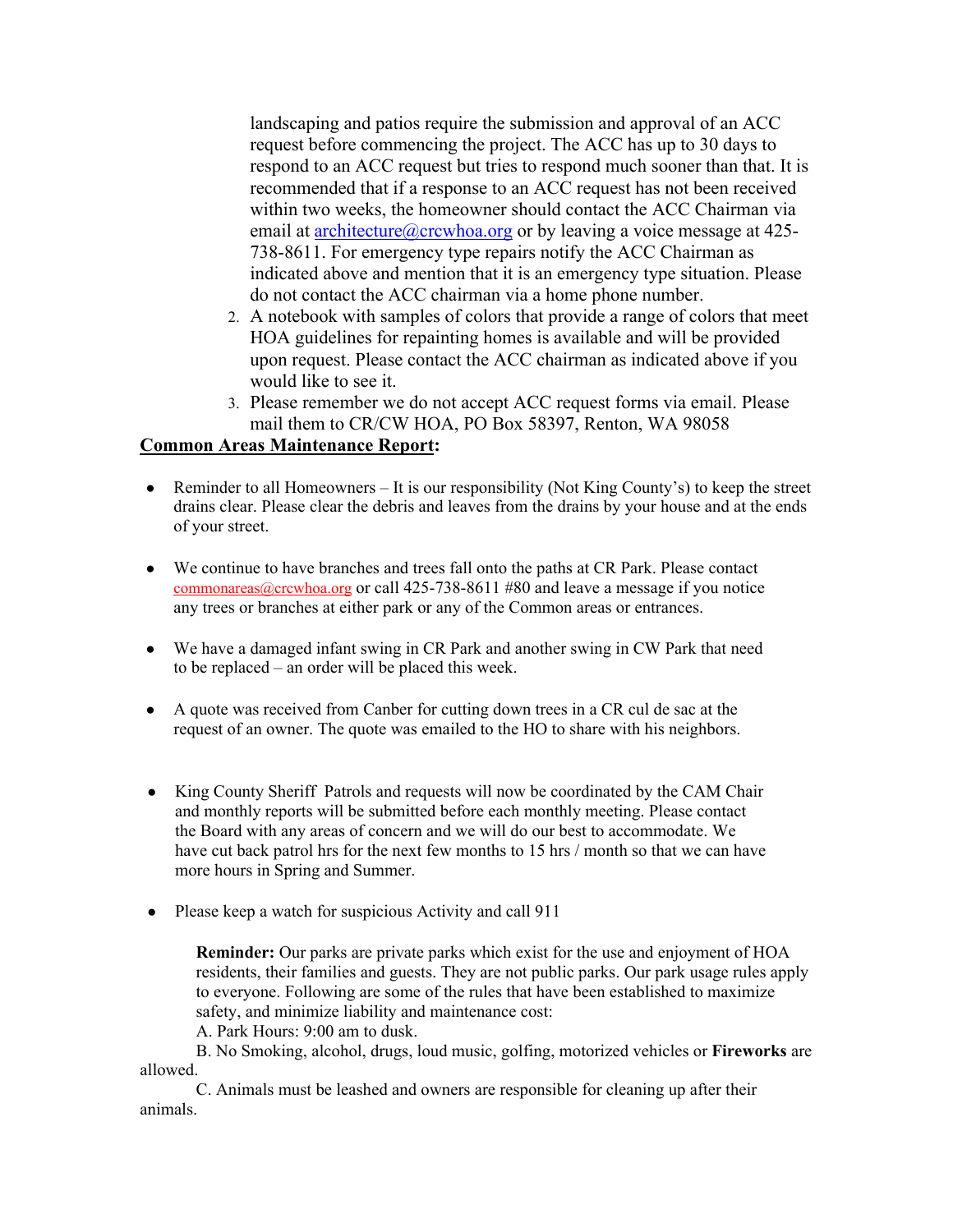landscaping and patios require the submission and approval of an ACC request before commencing the project. The ACC has up to 30 days to respond to an ACC request but tries to respond much sooner than that. It is recommended that if a response to an ACC request has not been received within two weeks, the homeowner should contact the ACC Chairman via email at architecture@crcwhoa.org or by leaving a voice message at 425-738-8611. For emergency type repairs notify the ACC Chairman as indicated above and mention that it is an emergency type situation. Please do not contact the ACC chairman via a home phone number.

2. A notebook with samples of colors that provide a range of colors that meet HOA guidelines for repainting homes is available and will be provided upon request. Please contact the ACC chairman as indicated above if you would like to see it.
3. Please remember we do not accept ACC request forms via email. Please mail them to CR/CW HOA, PO Box 58397, Renton, WA 98058

**Common Areas Maintenance Report:**

- Reminder to all Homeowners – It is our responsibility (Not King County's) to keep the street drains clear. Please clear the debris and leaves from the drains by your house and at the ends of your street.

- We continue to have branches and trees fall onto the paths at CR Park. Please contact commonareas@crcwhoa.org or call 425-738-8611 #80 and leave a message if you notice any trees or branches at either park or any of the Common areas or entrances.

- We have a damaged infant swing in CR Park and another swing in CW Park that need to be replaced – an order will be placed this week.

- A quote was received from Canber for cutting down trees in a CR cul de sac at the request of an owner. The quote was emailed to the HO to share with his neighbors.

- King County Sheriff Patrols and requests will now be coordinated by the CAM Chair and monthly reports will be submitted before each monthly meeting. Please contact the Board with any areas of concern and we will do our best to accommodate. We have cut back patrol hrs for the next few months to 15 hrs / month so that we can have more hours in Spring and Summer.

- Please keep a watch for suspicious Activity and call 911

**Reminder:** Our parks are private parks which exist for the use and enjoyment of HOA residents, their families and guests. They are not public parks. Our park usage rules apply to everyone. Following are some of the rules that have been established to maximize safety, and minimize liability and maintenance cost:

A. Park Hours: 9:00 am to dusk.

B. No Smoking, alcohol, drugs, loud music, golfing, motorized vehicles or **Fireworks** are allowed.

C. Animals must be leashed and owners are responsible for cleaning up after their animals.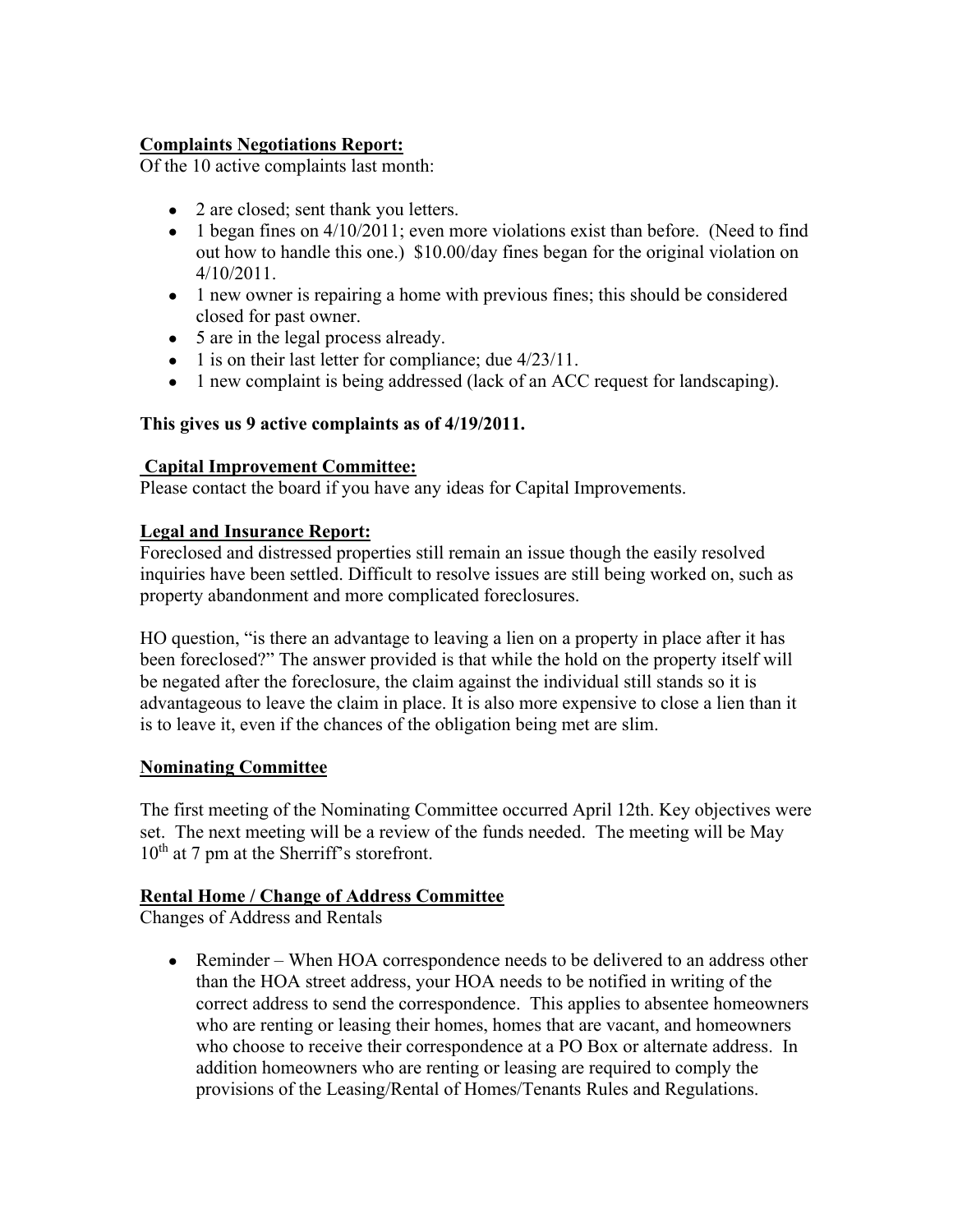**Complaints Negotiations Report:**

Of the 10 active complaints last month:

- 2 are closed; sent thank you letters.
- 1 began fines on 4/10/2011; even more violations exist than before. (Need to find out how to handle this one.) $10.00/day fines began for the original violation on 4/10/2011.
- 1 new owner is repairing a home with previous fines; this should be considered closed for past owner.
- 5 are in the legal process already.
- 1 is on their last letter for compliance; due 4/23/11.
- 1 new complaint is being addressed (lack of an ACC request for landscaping).

**This gives us 9 active complaints as of 4/19/2011.**

**Capital Improvement Committee:**

Please contact the board if you have any ideas for Capital Improvements.

**Legal and Insurance Report:**

Foreclosed and distressed properties still remain an issue though the easily resolved inquiries have been settled. Difficult to resolve issues are still being worked on, such as property abandonment and more complicated foreclosures.

HO question, "is there an advantage to leaving a lien on a property in place after it has been foreclosed?" The answer provided is that while the hold on the property itself will be negated after the foreclosure, the claim against the individual still stands so it is advantageous to leave the claim in place. It is also more expensive to close a lien than it is to leave it, even if the chances of the obligation being met are slim.

**Nominating Committee**

The first meeting of the Nominating Committee occurred April 12th. Key objectives were set. The next meeting will be a review of the funds needed. The meeting will be May 10th at 7 pm at the Sherriff's storefront.

**Rental Home / Change of Address Committee**

Changes of Address and Rentals

- Reminder – When HOA correspondence needs to be delivered to an address other than the HOA street address, your HOA needs to be notified in writing of the correct address to send the correspondence. This applies to absentee homeowners who are renting or leasing their homes, homes that are vacant, and homeowners who choose to receive their correspondence at a PO Box or alternate address. In addition homeowners who are renting or leasing are required to comply the provisions of the Leasing/Rental of Homes/Tenants Rules and Regulations.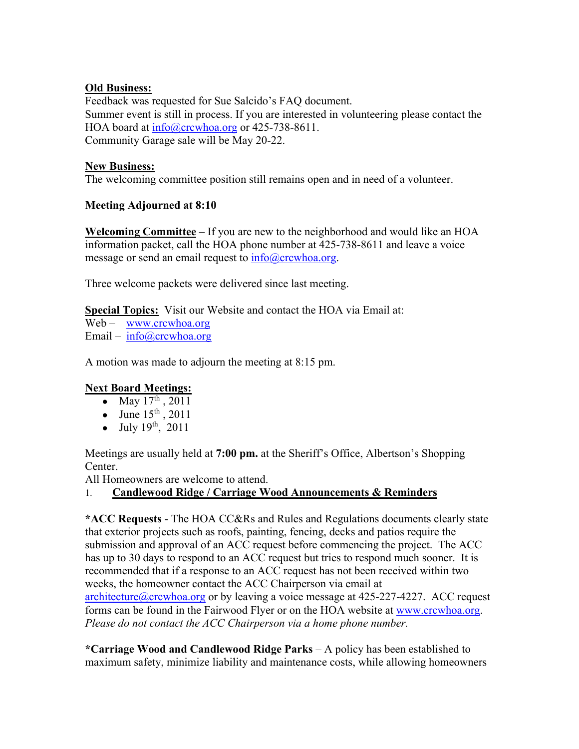**Old Business:**
Feedback was requested for Sue Salcido's FAQ document.
Summer event is still in process. If you are interested in volunteering please contact the HOA board at info@crcwhoa.org or 425-738-8611.
Community Garage sale will be May 20-22.

**New Business:**
The welcoming committee position still remains open and in need of a volunteer.

**Meeting Adjourned at 8:10**

**Welcoming Committee** – If you are new to the neighborhood and would like an HOA information packet, call the HOA phone number at 425-738-8611 and leave a voice message or send an email request to info@crcwhoa.org.

Three welcome packets were delivered since last meeting.

**Special Topics:** Visit our Website and contact the HOA via Email at:
Web – www.crcwhoa.org
Email – info@crcwhoa.org

A motion was made to adjourn the meeting at 8:15 pm.

**Next Board Meetings:**

- May 17th , 2011
- June 15th , 2011
- July 19th, 2011

Meetings are usually held at **7:00 pm.** at the Sheriff's Office, Albertson's Shopping Center.
All Homeowners are welcome to attend.

1. **Candlewood Ridge / Carriage Wood Announcements & Reminders**

***ACC Requests** - The HOA CC&Rs and Rules and Regulations documents clearly state that exterior projects such as roofs, painting, fencing, decks and patios require the submission and approval of an ACC request before commencing the project. The ACC has up to 30 days to respond to an ACC request but tries to respond much sooner. It is recommended that if a response to an ACC request has not been received within two weeks, the homeowner contact the ACC Chairperson via email at architecture@crcwhoa.org or by leaving a voice message at 425-227-4227. ACC request forms can be found in the Fairwood Flyer or on the HOA website at www.crcwhoa.org. *Please do not contact the ACC Chairperson via a home phone number.*

***Carriage Wood and Candlewood Ridge Parks** – A policy has been established to maximum safety, minimize liability and maintenance costs, while allowing homeowners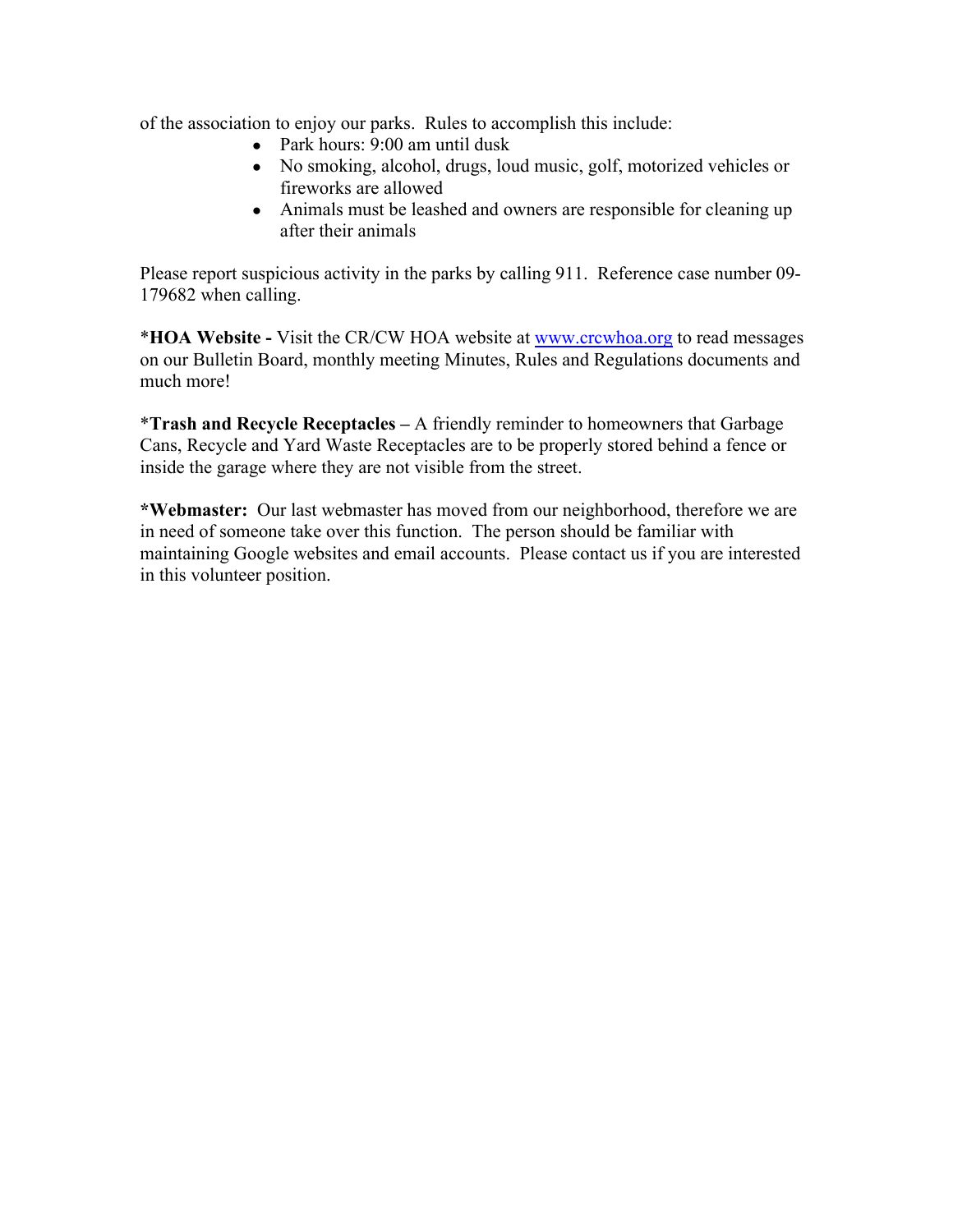of the association to enjoy our parks. Rules to accomplish this include:

- Park hours: 9:00 am until dusk
- No smoking, alcohol, drugs, loud music, golf, motorized vehicles or fireworks are allowed
- Animals must be leashed and owners are responsible for cleaning up after their animals

Please report suspicious activity in the parks by calling 911. Reference case number 09-179682 when calling.

*__HOA Website -__ Visit the CR/CW HOA website at [www.crcwhoa.org](http://www.crcwhoa.org) to read messages on our Bulletin Board, monthly meeting Minutes, Rules and Regulations documents and much more!

*__Trash and Recycle Receptacles –__ A friendly reminder to homeowners that Garbage Cans, Recycle and Yard Waste Receptacles are to be properly stored behind a fence or inside the garage where they are not visible from the street.

**\*Webmaster:** Our last webmaster has moved from our neighborhood, therefore we are in need of someone take over this function. The person should be familiar with maintaining Google websites and email accounts. Please contact us if you are interested in this volunteer position.